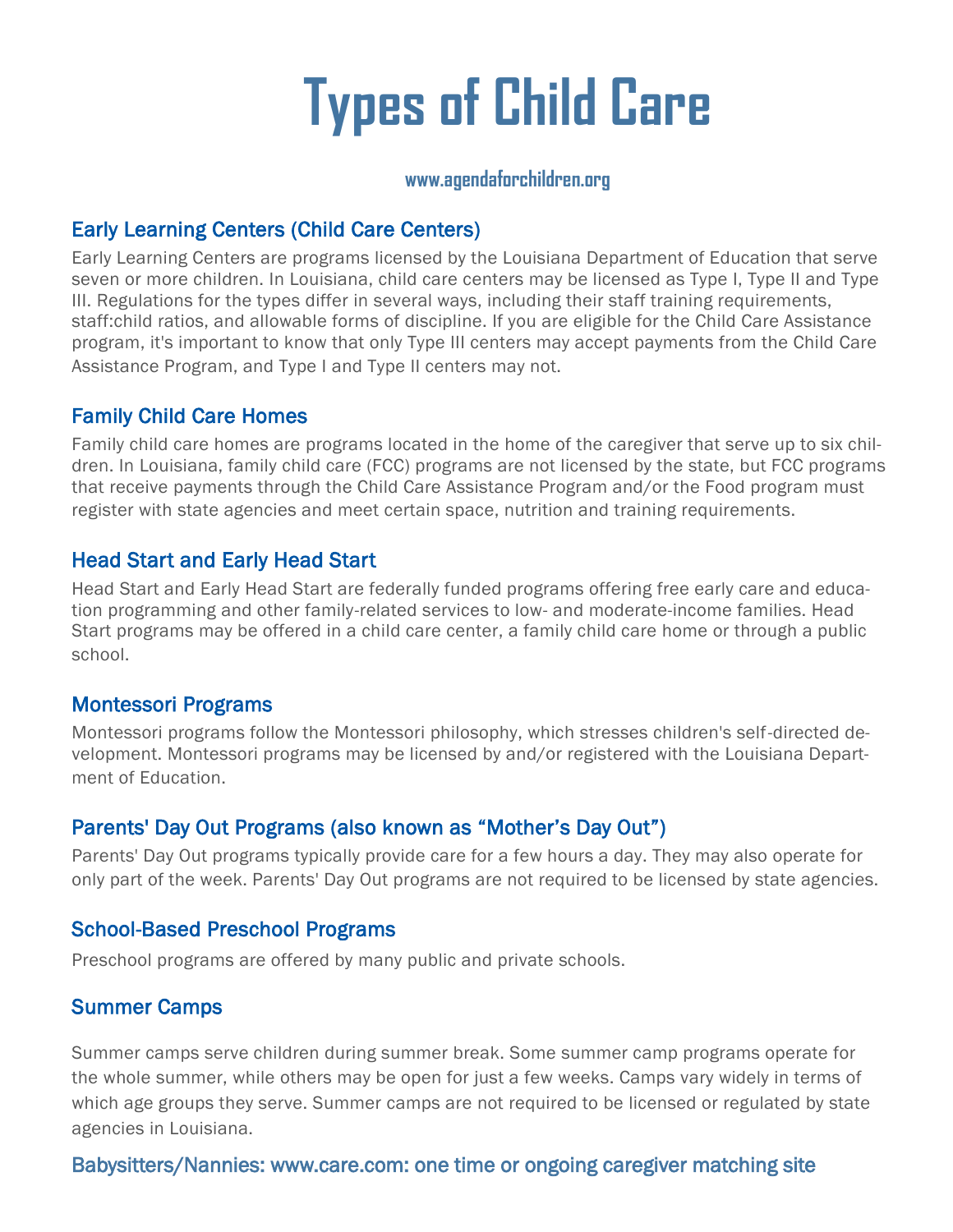# Types of Child Care

**www.agendaforchildren.org**

## Early Learning Centers (Child Care Centers)

Early Learning Centers are programs licensed by the Louisiana Department of Education that serve seven or more children. In Louisiana, child care centers may be licensed as Type I, Type II and Type III. Regulations for the types differ in several ways, including their staff training requirements, staff:child ratios, and allowable forms of discipline. If you are eligible for the Child Care Assistance program, it's important to know that only Type III centers may accept payments from the Child Care Assistance Program, and Type I and Type II centers may not.

## Family Child Care Homes

Family child care homes are programs located in the home of the caregiver that serve up to six children. In Louisiana, family child care (FCC) programs are not licensed by the state, but FCC programs that receive payments through the Child Care Assistance Program and/or the Food program must register with state agencies and meet certain space, nutrition and training requirements.

## Head Start and Early Head Start

Head Start and Early Head Start are federally funded programs offering free early care and education programming and other family-related services to low- and moderate-income families. Head Start programs may be offered in a child care center, a family child care home or through a public school.

## Montessori Programs

Montessori programs follow the Montessori philosophy, which stresses children's self-directed development. Montessori programs may be licensed by and/or registered with the Louisiana Department of Education.

## Parents' Day Out Programs (also known as "Mother's Day Out")

Parents' Day Out programs typically provide care for a few hours a day. They may also operate for only part of the week. Parents' Day Out programs are not required to be licensed by state agencies.

## School-Based Preschool Programs

Preschool programs are offered by many public and private schools.

## Summer Camps

Summer camps serve children during summer break. Some summer camp programs operate for the whole summer, while others may be open for just a few weeks. Camps vary widely in terms of which age groups they serve. Summer camps are not required to be licensed or regulated by state agencies in Louisiana.

## Babysitters/Nannies: www.care.com: one time or ongoing caregiver matching site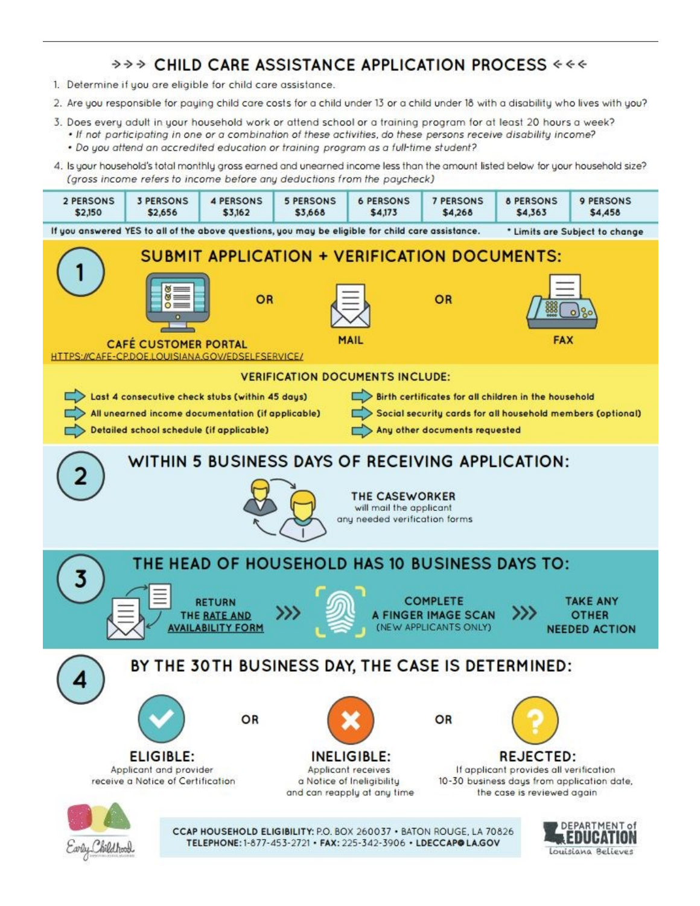# >>> CHILD CARE ASSISTANCE APPLICATION PROCESS <<<

1. Determine if you are eligible for child care assistance.
2. Are you responsible for paying child care costs for a child under 13 or a child under 18 with a disability who lives with you?
3. Does every adult in your household work or attend school or a training program for at least 20 hours a week?
   - *If not participating in one or a combination of these activities, do these persons receive disability income?*
   - *Do you attend an accredited education or training program as a full-time student?*
4. Is your household's total monthly gross earned and unearned income less than the amount listed below for your household size? *(gross income refers to income before any deductions from the paycheck)*

| 2 PERSONS | 3 PERSONS | 4 PERSONS | 5 PERSONS | 6 PERSONS | 7 PERSONS | 8 PERSONS | 9 PERSONS |
|---|---|---|---|---|---|---|---|
| $2,150 | $2,656 | $3,162 | $3,668 | $4,173 | $4,268 | $4,363 | $4,458 |

If you answered YES to all of the above questions, you may be eligible for child care assistance. * Limits are Subject to change

## 1 SUBMIT APPLICATION + VERIFICATION DOCUMENTS:

CAFÉ CUSTOMER PORTAL HTTPS://CAFE-CP.DOE.LOUISIANA.GOV/EDSELFSERVICE/ OR MAIL OR FAX

### VERIFICATION DOCUMENTS INCLUDE:

- Last 4 consecutive check stubs (within 45 days)
- All unearned income documentation (if applicable)
- Detailed school schedule (if applicable)
- Birth certificates for all children in the household
- Social security cards for all household members (optional)
- Any other documents requested

## 2 WITHIN 5 BUSINESS DAYS OF RECEIVING APPLICATION:

**THE CASEWORKER** will mail the applicant any needed verification forms

## 3 THE HEAD OF HOUSEHOLD HAS 10 BUSINESS DAYS TO:

RETURN THE RATE AND AVAILABILITY FORM >>> COMPLETE A FINGER IMAGE SCAN (NEW APPLICANTS ONLY) >>> TAKE ANY OTHER NEEDED ACTION

## 4 BY THE 30TH BUSINESS DAY, THE CASE IS DETERMINED:

**ELIGIBLE:** Applicant and provider receive a Notice of Certification

OR

**INELIGIBLE:** Applicant receives a Notice of Ineligibility and can reapply at any time

OR

**REJECTED:** If applicant provides all verification 10-30 business days from application date, the case is reviewed again

**CCAP HOUSEHOLD ELIGIBILITY:** P.O. BOX 260037 • BATON ROUGE, LA 70826
**TELEPHONE:** 1-877-453-2721 • **FAX:** 225-342-3906 • **LDECCAP@LA.GOV**

Early Childhood · DEPARTMENT of EDUCATION Louisiana Believes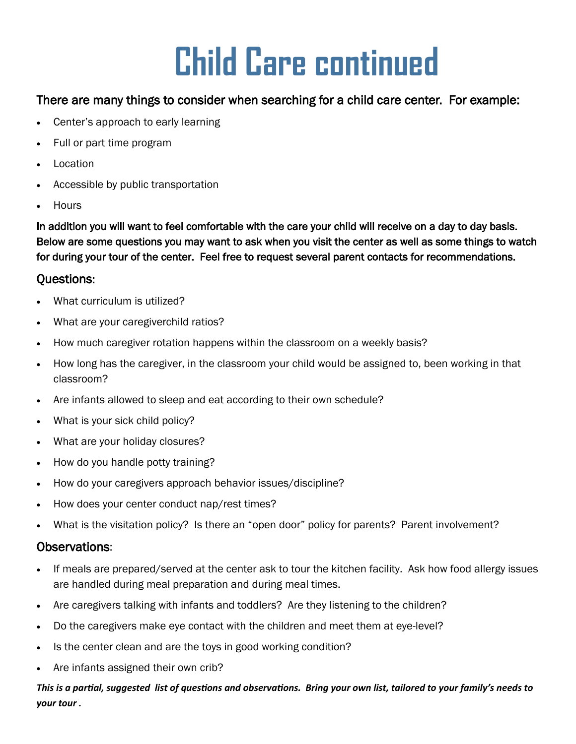# Child Care continued

**There are many things to consider when searching for a child care center. For example:**

- Center's approach to early learning
- Full or part time program
- Location
- Accessible by public transportation
- Hours

**In addition you will want to feel comfortable with the care your child will receive on a day to day basis. Below are some questions you may want to ask when you visit the center as well as some things to watch for during your tour of the center. Feel free to request several parent contacts for recommendations.**

## Questions:

- What curriculum is utilized?
- What are your caregiverchild ratios?
- How much caregiver rotation happens within the classroom on a weekly basis?
- How long has the caregiver, in the classroom your child would be assigned to, been working in that classroom?
- Are infants allowed to sleep and eat according to their own schedule?
- What is your sick child policy?
- What are your holiday closures?
- How do you handle potty training?
- How do your caregivers approach behavior issues/discipline?
- How does your center conduct nap/rest times?
- What is the visitation policy? Is there an "open door" policy for parents? Parent involvement?

## Observations:

- If meals are prepared/served at the center ask to tour the kitchen facility. Ask how food allergy issues are handled during meal preparation and during meal times.
- Are caregivers talking with infants and toddlers? Are they listening to the children?
- Do the caregivers make eye contact with the children and meet them at eye-level?
- Is the center clean and are the toys in good working condition?
- Are infants assigned their own crib?

***This is a partial, suggested list of questions and observations. Bring your own list, tailored to your family's needs to your tour .***